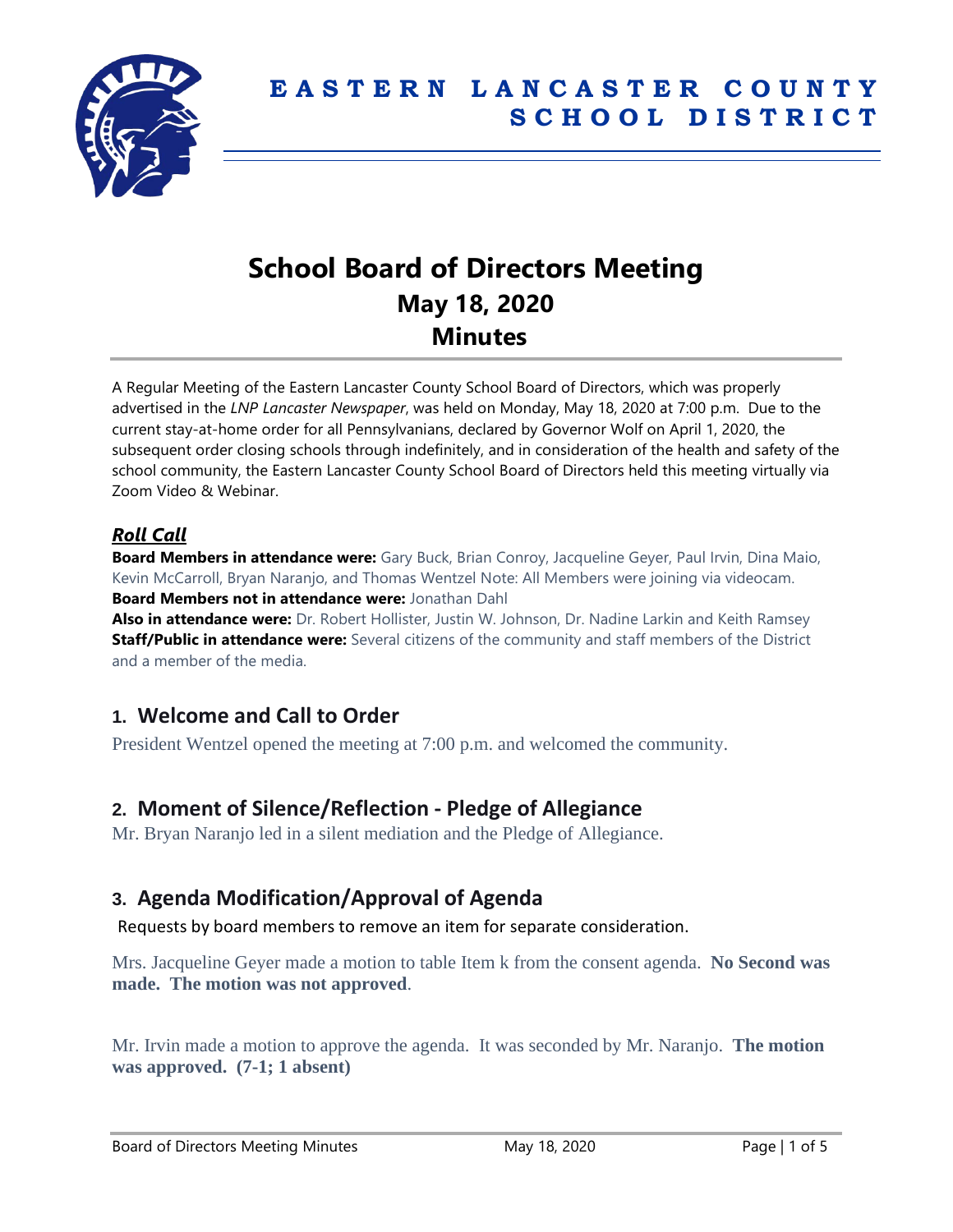# EASTERN LANCASTER COUNTY SCHOOL DISTRICT

# School Board of Directors Meeting
## May 18, 2020
## Minutes

A Regular Meeting of the Eastern Lancaster County School Board of Directors, which was properly advertised in the *LNP Lancaster Newspaper*, was held on Monday, May 18, 2020 at 7:00 p.m. Due to the current stay-at-home order for all Pennsylvanians, declared by Governor Wolf on April 1, 2020, the subsequent order closing schools through indefinitely, and in consideration of the health and safety of the school community, the Eastern Lancaster County School Board of Directors held this meeting virtually via Zoom Video & Webinar.

### *Roll Call*

**Board Members in attendance were:** Gary Buck, Brian Conroy, Jacqueline Geyer, Paul Irvin, Dina Maio, Kevin McCarroll, Bryan Naranjo, and Thomas Wentzel Note: All Members were joining via videocam.
**Board Members not in attendance were:** Jonathan Dahl
**Also in attendance were:** Dr. Robert Hollister, Justin W. Johnson, Dr. Nadine Larkin and Keith Ramsey
**Staff/Public in attendance were:** Several citizens of the community and staff members of the District and a member of the media.

## 1. Welcome and Call to Order

President Wentzel opened the meeting at 7:00 p.m. and welcomed the community.

## 2. Moment of Silence/Reflection - Pledge of Allegiance

Mr. Bryan Naranjo led in a silent mediation and the Pledge of Allegiance.

## 3. Agenda Modification/Approval of Agenda

Requests by board members to remove an item for separate consideration.

Mrs. Jacqueline Geyer made a motion to table Item k from the consent agenda. **No Second was made. The motion was not approved**.

Mr. Irvin made a motion to approve the agenda. It was seconded by Mr. Naranjo. **The motion was approved. (7-1; 1 absent)**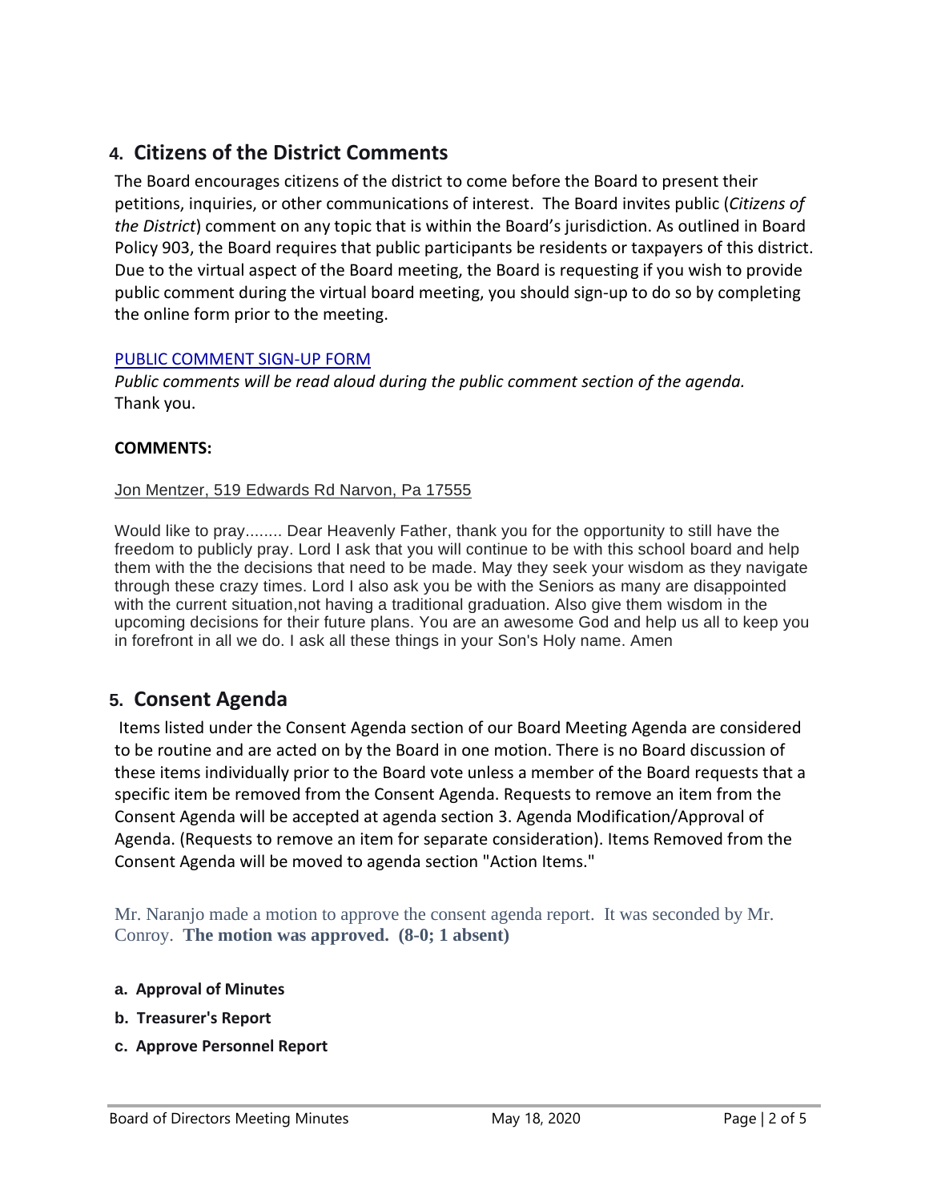## 4. Citizens of the District Comments

The Board encourages citizens of the district to come before the Board to present their petitions, inquiries, or other communications of interest. The Board invites public (*Citizens of the District*) comment on any topic that is within the Board's jurisdiction. As outlined in Board Policy 903, the Board requires that public participants be residents or taxpayers of this district. Due to the virtual aspect of the Board meeting, the Board is requesting if you wish to provide public comment during the virtual board meeting, you should sign-up to do so by completing the online form prior to the meeting.

PUBLIC COMMENT SIGN-UP FORM

*Public comments will be read aloud during the public comment section of the agenda.*
Thank you.

**COMMENTS:**

Jon Mentzer, 519 Edwards Rd Narvon, Pa 17555

Would like to pray........ Dear Heavenly Father, thank you for the opportunity to still have the freedom to publicly pray. Lord I ask that you will continue to be with this school board and help them with the the decisions that need to be made. May they seek your wisdom as they navigate through these crazy times. Lord I also ask you be with the Seniors as many are disappointed with the current situation,not having a traditional graduation. Also give them wisdom in the upcoming decisions for their future plans. You are an awesome God and help us all to keep you in forefront in all we do. I ask all these things in your Son's Holy name. Amen

## 5. Consent Agenda

Items listed under the Consent Agenda section of our Board Meeting Agenda are considered to be routine and are acted on by the Board in one motion. There is no Board discussion of these items individually prior to the Board vote unless a member of the Board requests that a specific item be removed from the Consent Agenda. Requests to remove an item from the Consent Agenda will be accepted at agenda section 3. Agenda Modification/Approval of Agenda. (Requests to remove an item for separate consideration). Items Removed from the Consent Agenda will be moved to agenda section "Action Items."

Mr. Naranjo made a motion to approve the consent agenda report. It was seconded by Mr. Conroy. **The motion was approved. (8-0; 1 absent)**

**a. Approval of Minutes**

**b. Treasurer's Report**

**c. Approve Personnel Report**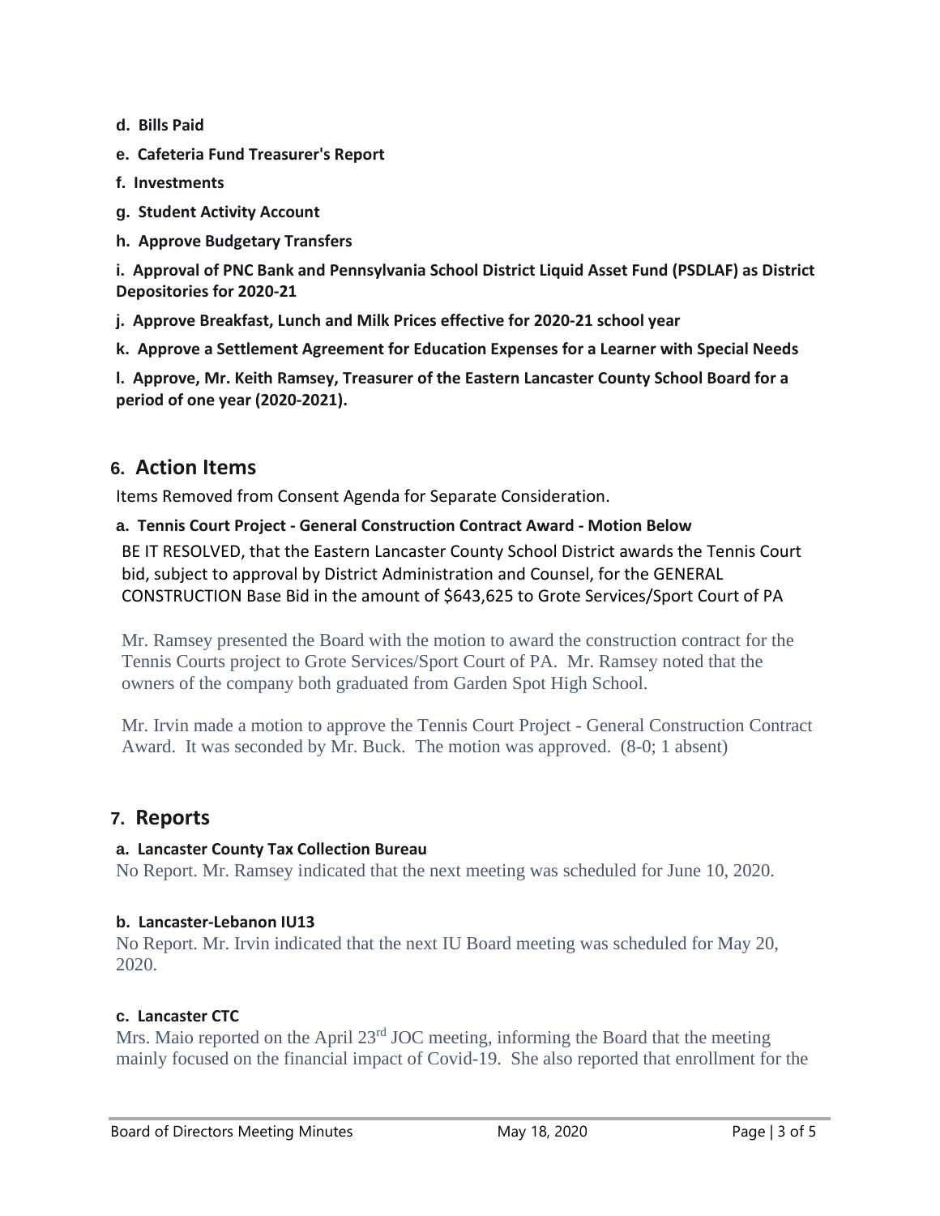**d. Bills Paid**

**e. Cafeteria Fund Treasurer's Report**

**f. Investments**

**g. Student Activity Account**

**h. Approve Budgetary Transfers**

**i. Approval of PNC Bank and Pennsylvania School District Liquid Asset Fund (PSDLAF) as District Depositories for 2020-21**

**j. Approve Breakfast, Lunch and Milk Prices effective for 2020-21 school year**

**k. Approve a Settlement Agreement for Education Expenses for a Learner with Special Needs**

**l. Approve, Mr. Keith Ramsey, Treasurer of the Eastern Lancaster County School Board for a period of one year (2020-2021).**

## 6. Action Items

Items Removed from Consent Agenda for Separate Consideration.

**a. Tennis Court Project - General Construction Contract Award - Motion Below**

BE IT RESOLVED, that the Eastern Lancaster County School District awards the Tennis Court bid, subject to approval by District Administration and Counsel, for the GENERAL CONSTRUCTION Base Bid in the amount of $643,625 to Grote Services/Sport Court of PA

Mr. Ramsey presented the Board with the motion to award the construction contract for the Tennis Courts project to Grote Services/Sport Court of PA. Mr. Ramsey noted that the owners of the company both graduated from Garden Spot High School.

Mr. Irvin made a motion to approve the Tennis Court Project - General Construction Contract Award. It was seconded by Mr. Buck. The motion was approved. (8-0; 1 absent)

## 7. Reports

**a. Lancaster County Tax Collection Bureau**

No Report. Mr. Ramsey indicated that the next meeting was scheduled for June 10, 2020.

**b. Lancaster-Lebanon IU13**

No Report. Mr. Irvin indicated that the next IU Board meeting was scheduled for May 20, 2020.

**c. Lancaster CTC**

Mrs. Maio reported on the April 23rd JOC meeting, informing the Board that the meeting mainly focused on the financial impact of Covid-19. She also reported that enrollment for the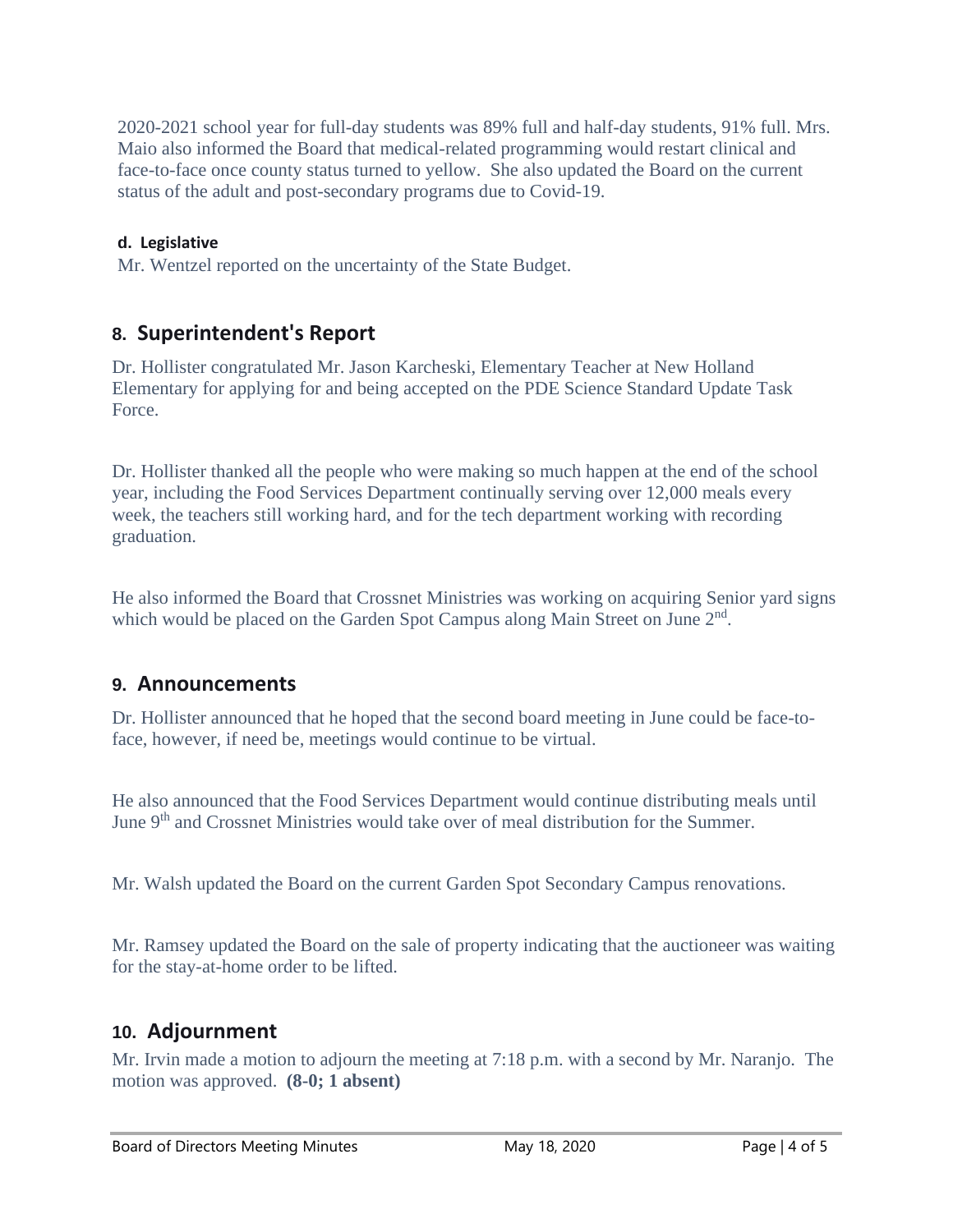2020-2021 school year for full-day students was 89% full and half-day students, 91% full. Mrs. Maio also informed the Board that medical-related programming would restart clinical and face-to-face once county status turned to yellow. She also updated the Board on the current status of the adult and post-secondary programs due to Covid-19.

**d. Legislative**

Mr. Wentzel reported on the uncertainty of the State Budget.

## 8. Superintendent's Report

Dr. Hollister congratulated Mr. Jason Karcheski, Elementary Teacher at New Holland Elementary for applying for and being accepted on the PDE Science Standard Update Task Force.

Dr. Hollister thanked all the people who were making so much happen at the end of the school year, including the Food Services Department continually serving over 12,000 meals every week, the teachers still working hard, and for the tech department working with recording graduation.

He also informed the Board that Crossnet Ministries was working on acquiring Senior yard signs which would be placed on the Garden Spot Campus along Main Street on June 2nd.

## 9. Announcements

Dr. Hollister announced that he hoped that the second board meeting in June could be face-to-face, however, if need be, meetings would continue to be virtual.

He also announced that the Food Services Department would continue distributing meals until June 9th and Crossnet Ministries would take over of meal distribution for the Summer.

Mr. Walsh updated the Board on the current Garden Spot Secondary Campus renovations.

Mr. Ramsey updated the Board on the sale of property indicating that the auctioneer was waiting for the stay-at-home order to be lifted.

## 10. Adjournment

Mr. Irvin made a motion to adjourn the meeting at 7:18 p.m. with a second by Mr. Naranjo. The motion was approved. **(8-0; 1 absent)**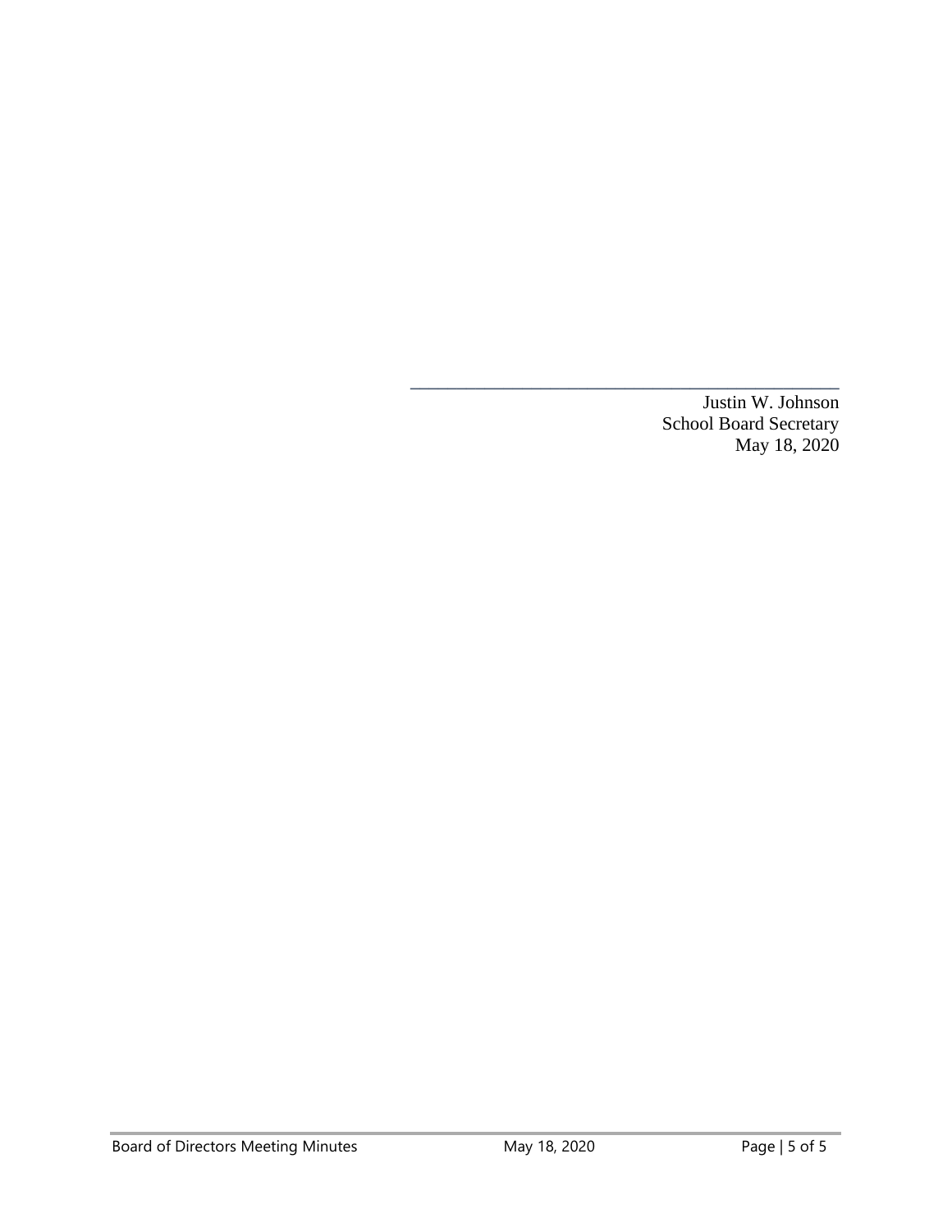\_\_\_\_\_\_\_\_\_\_\_\_\_\_\_\_\_\_\_\_\_\_\_\_\_\_\_\_\_\_\_\_\_\_\_\_\_\_\_\_

Justin W. Johnson
School Board Secretary
May 18, 2020